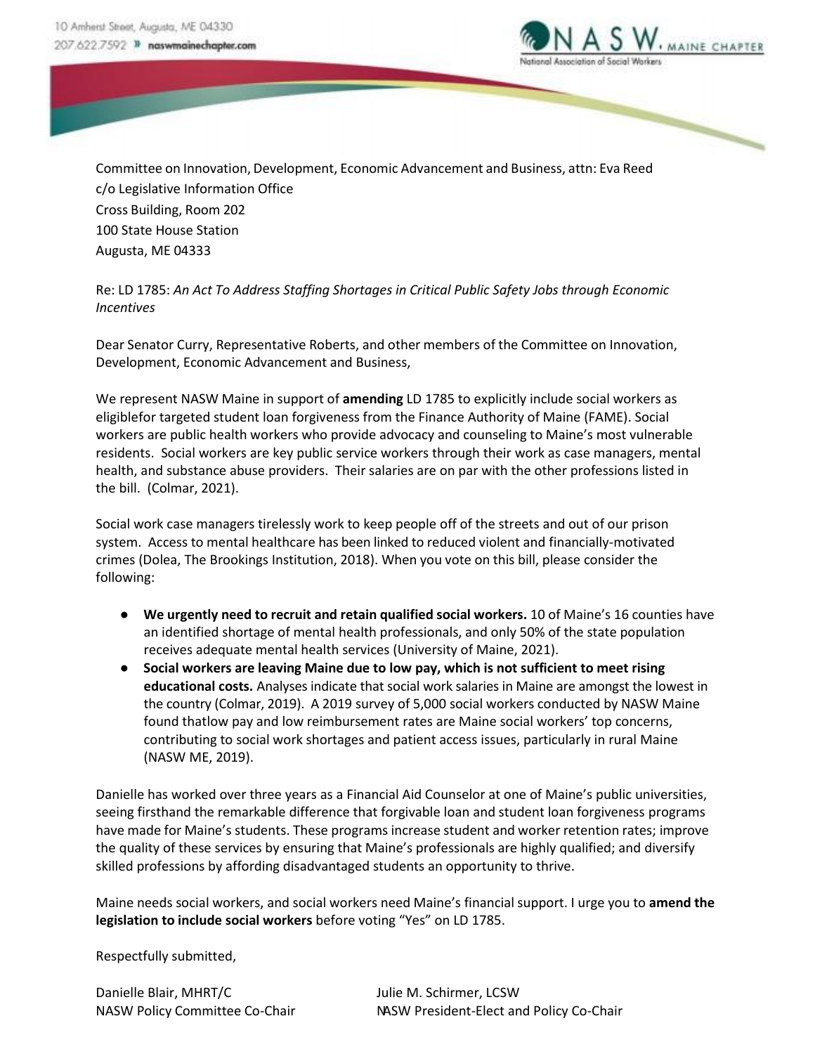10 Amherst Street, Augusta, ME 04330
207.622.7592 » naswmainechapter.com

NASW, MAINE CHAPTER
National Association of Social Workers

Committee on Innovation, Development, Economic Advancement and Business, attn: Eva Reed
c/o Legislative Information Office
Cross Building, Room 202
100 State House Station
Augusta, ME 04333

Re: LD 1785: *An Act To Address Staffing Shortages in Critical Public Safety Jobs through Economic Incentives*

Dear Senator Curry, Representative Roberts, and other members of the Committee on Innovation, Development, Economic Advancement and Business,

We represent NASW Maine in support of **amending** LD 1785 to explicitly include social workers as eligiblefor targeted student loan forgiveness from the Finance Authority of Maine (FAME). Social workers are public health workers who provide advocacy and counseling to Maine's most vulnerable residents. Social workers are key public service workers through their work as case managers, mental health, and substance abuse providers. Their salaries are on par with the other professions listed in the bill. (Colmar, 2021).

Social work case managers tirelessly work to keep people off of the streets and out of our prison system. Access to mental healthcare has been linked to reduced violent and financially-motivated crimes (Dolea, The Brookings Institution, 2018). When you vote on this bill, please consider the following:

- **We urgently need to recruit and retain qualified social workers.** 10 of Maine's 16 counties have an identified shortage of mental health professionals, and only 50% of the state population receives adequate mental health services (University of Maine, 2021).
- **Social workers are leaving Maine due to low pay, which is not sufficient to meet rising educational costs.** Analyses indicate that social work salaries in Maine are amongst the lowest in the country (Colmar, 2019). A 2019 survey of 5,000 social workers conducted by NASW Maine found thatlow pay and low reimbursement rates are Maine social workers' top concerns, contributing to social work shortages and patient access issues, particularly in rural Maine (NASW ME, 2019).

Danielle has worked over three years as a Financial Aid Counselor at one of Maine's public universities, seeing firsthand the remarkable difference that forgivable loan and student loan forgiveness programs have made for Maine's students. These programs increase student and worker retention rates; improve the quality of these services by ensuring that Maine's professionals are highly qualified; and diversify skilled professions by affording disadvantaged students an opportunity to thrive.

Maine needs social workers, and social workers need Maine's financial support. I urge you to **amend the legislation to include social workers** before voting "Yes" on LD 1785.

Respectfully submitted,

Danielle Blair, MHRT/C
NASW Policy Committee Co-Chair

Julie M. Schirmer, LCSW
NASW President-Elect and Policy Co-Chair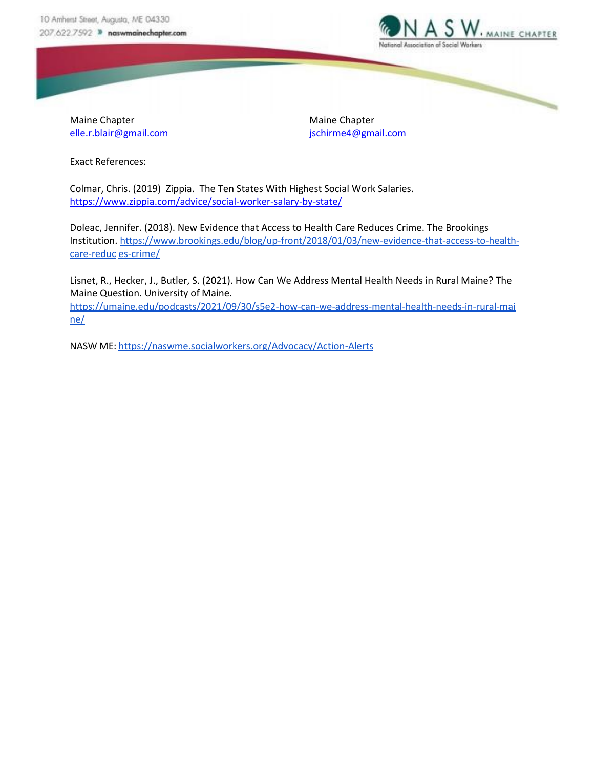10 Amherst Street, Augusta, ME 04330
207.622.7592 » naswmainechapter.com

NASW, MAINE CHAPTER
National Association of Social Workers

Maine Chapter
elle.r.blair@gmail.com

Maine Chapter
jschirme4@gmail.com

Exact References:

Colmar, Chris. (2019) Zippia. The Ten States With Highest Social Work Salaries. https://www.zippia.com/advice/social-worker-salary-by-state/

Doleac, Jennifer. (2018). New Evidence that Access to Health Care Reduces Crime. The Brookings Institution. https://www.brookings.edu/blog/up-front/2018/01/03/new-evidence-that-access-to-health-care-reduc es-crime/

Lisnet, R., Hecker, J., Butler, S. (2021). How Can We Address Mental Health Needs in Rural Maine? The Maine Question. University of Maine. https://umaine.edu/podcasts/2021/09/30/s5e2-how-can-we-address-mental-health-needs-in-rural-maine/

NASW ME: https://naswme.socialworkers.org/Advocacy/Action-Alerts